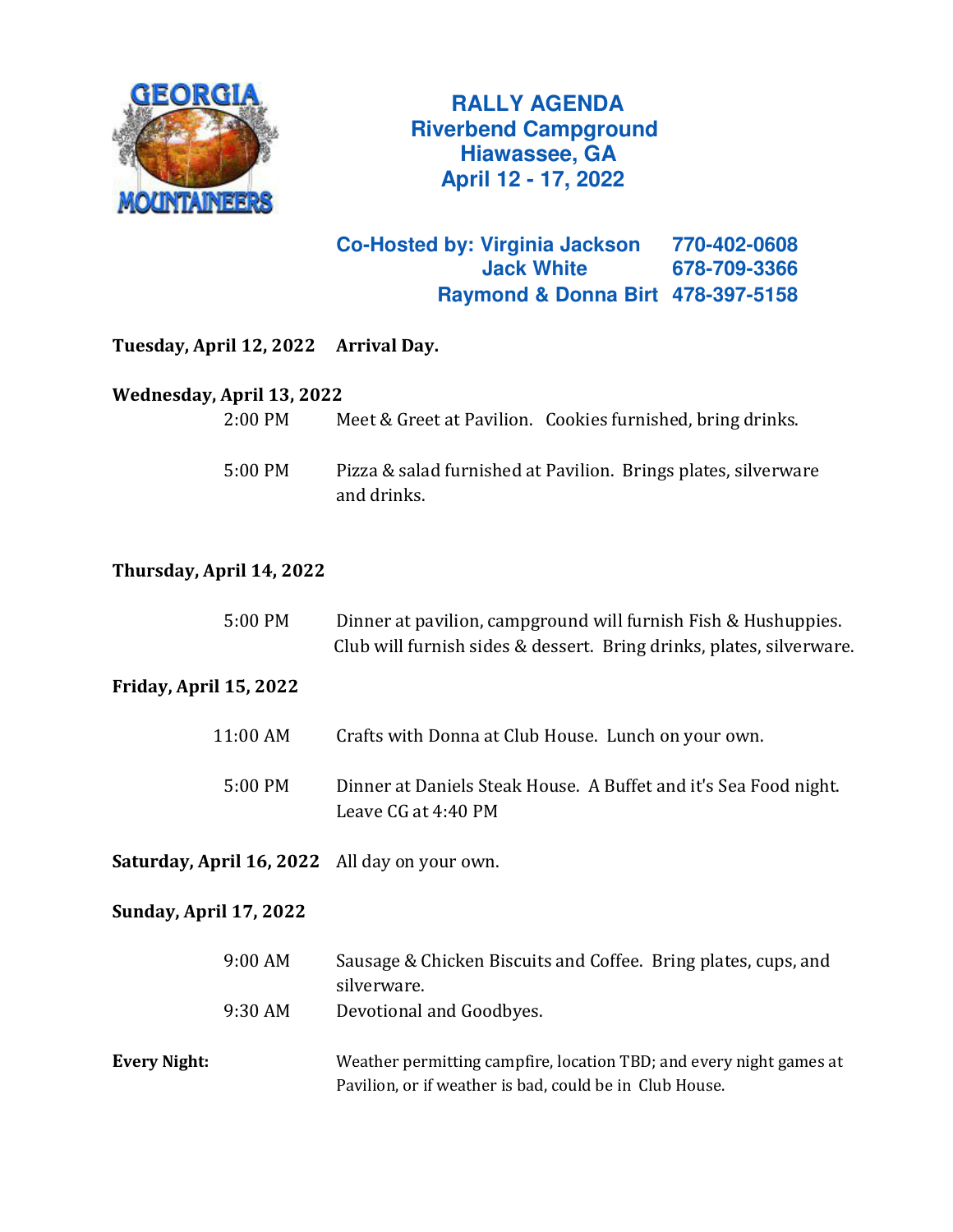GEORGIA MOUNTAINEERS

# RALLY AGENDA
## Riverbend Campground
## Hiawassee, GA
## April 12 - 17, 2022

**Co-Hosted by:**

| | |
|---|---|
| **Virginia Jackson** | **770-402-0608** |
| **Jack White** | **678-709-3366** |
| **Raymond & Donna Birt** | **478-397-5158** |

**Tuesday, April 12, 2022** **Arrival Day.**

**Wednesday, April 13, 2022**

2:00 PM Meet & Greet at Pavilion. Cookies furnished, bring drinks.

5:00 PM Pizza & salad furnished at Pavilion. Brings plates, silverware and drinks.

**Thursday, April 14, 2022**

5:00 PM Dinner at pavilion, campground will furnish Fish & Hushuppies. Club will furnish sides & dessert. Bring drinks, plates, silverware.

**Friday, April 15, 2022**

11:00 AM Crafts with Donna at Club House. Lunch on your own.

5:00 PM Dinner at Daniels Steak House. A Buffet and it's Sea Food night. Leave CG at 4:40 PM

**Saturday, April 16, 2022** All day on your own.

**Sunday, April 17, 2022**

9:00 AM Sausage & Chicken Biscuits and Coffee. Bring plates, cups, and silverware.

9:30 AM Devotional and Goodbyes.

**Every Night:** Weather permitting campfire, location TBD; and every night games at Pavilion, or if weather is bad, could be in Club House.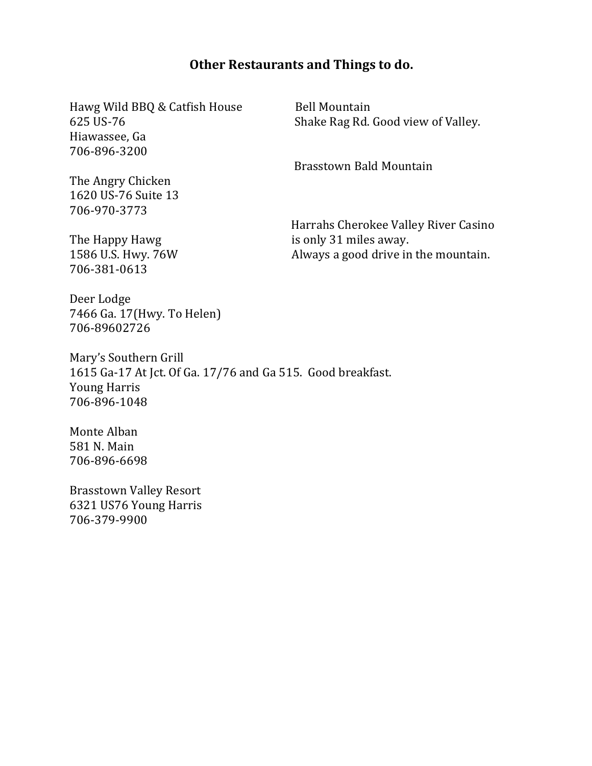**Other Restaurants and Things to do.**

Hawg Wild BBQ & Catfish House
625 US-76
Hiawassee, Ga
706-896-3200

The Angry Chicken
1620 US-76 Suite 13
706-970-3773

The Happy Hawg
1586 U.S. Hwy. 76W
706-381-0613

Deer Lodge
7466 Ga. 17(Hwy. To Helen)
706-89602726

Mary's Southern Grill
1615 Ga-17 At Jct. Of Ga. 17/76 and Ga 515. Good breakfast.
Young Harris
706-896-1048

Monte Alban
581 N. Main
706-896-6698

Brasstown Valley Resort
6321 US76 Young Harris
706-379-9900

Bell Mountain
Shake Rag Rd. Good view of Valley.

Brasstown Bald Mountain

Harrahs Cherokee Valley River Casino
is only 31 miles away.
Always a good drive in the mountain.